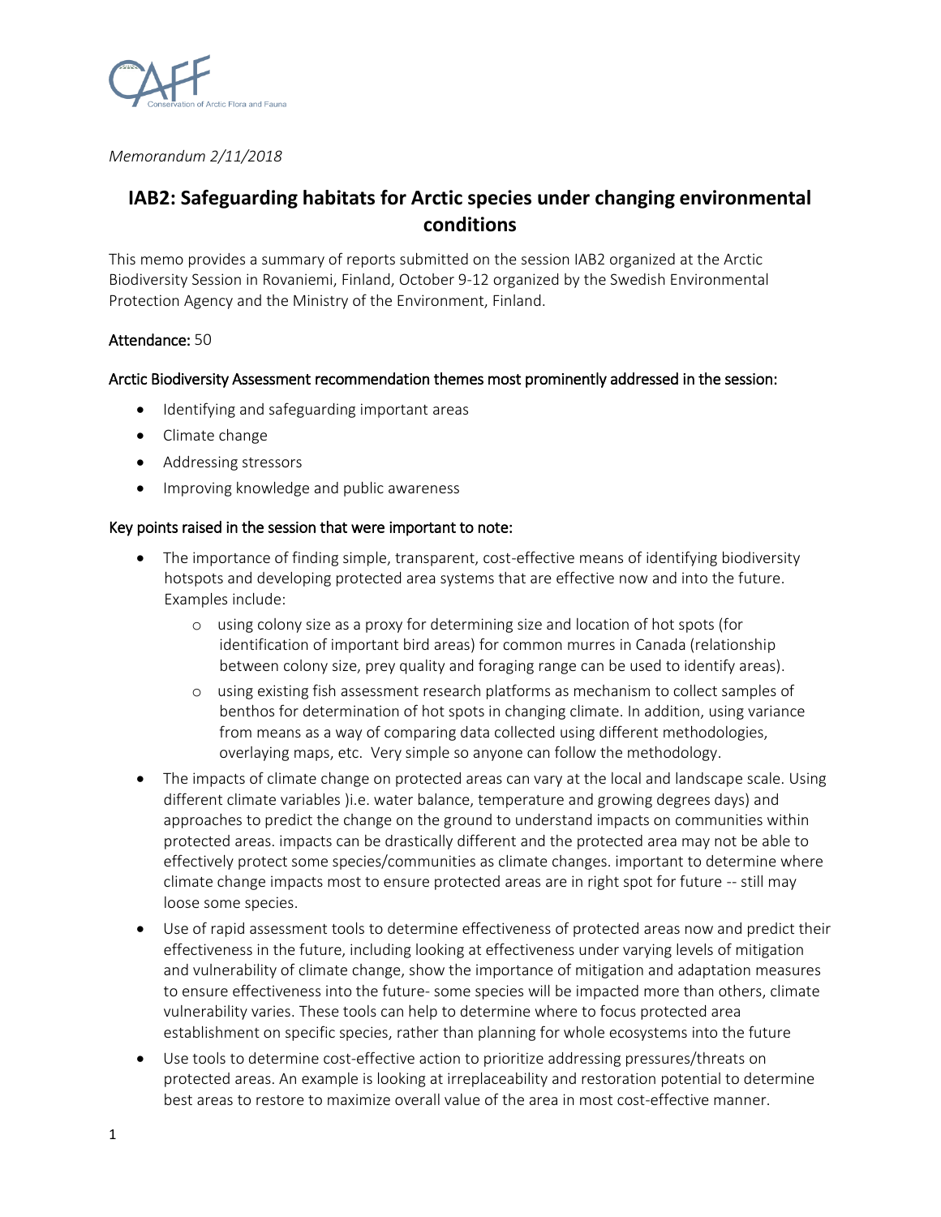*Memorandum 2/11/2018*

# IAB2: Safeguarding habitats for Arctic species under changing environmental conditions

This memo provides a summary of reports submitted on the session IAB2 organized at the Arctic Biodiversity Session in Rovaniemi, Finland, October 9-12 organized by the Swedish Environmental Protection Agency and the Ministry of the Environment, Finland.

Attendance: 50

Arctic Biodiversity Assessment recommendation themes most prominently addressed in the session:

- Identifying and safeguarding important areas
- Climate change
- Addressing stressors
- Improving knowledge and public awareness

Key points raised in the session that were important to note:

- The importance of finding simple, transparent, cost-effective means of identifying biodiversity hotspots and developing protected area systems that are effective now and into the future. Examples include:
    - using colony size as a proxy for determining size and location of hot spots (for identification of important bird areas) for common murres in Canada (relationship between colony size, prey quality and foraging range can be used to identify areas).
    - using existing fish assessment research platforms as mechanism to collect samples of benthos for determination of hot spots in changing climate. In addition, using variance from means as a way of comparing data collected using different methodologies, overlaying maps, etc. Very simple so anyone can follow the methodology.
- The impacts of climate change on protected areas can vary at the local and landscape scale. Using different climate variables )i.e. water balance, temperature and growing degrees days) and approaches to predict the change on the ground to understand impacts on communities within protected areas. impacts can be drastically different and the protected area may not be able to effectively protect some species/communities as climate changes. important to determine where climate change impacts most to ensure protected areas are in right spot for future -- still may loose some species.
- Use of rapid assessment tools to determine effectiveness of protected areas now and predict their effectiveness in the future, including looking at effectiveness under varying levels of mitigation and vulnerability of climate change, show the importance of mitigation and adaptation measures to ensure effectiveness into the future- some species will be impacted more than others, climate vulnerability varies. These tools can help to determine where to focus protected area establishment on specific species, rather than planning for whole ecosystems into the future
- Use tools to determine cost-effective action to prioritize addressing pressures/threats on protected areas. An example is looking at irreplaceability and restoration potential to determine best areas to restore to maximize overall value of the area in most cost-effective manner.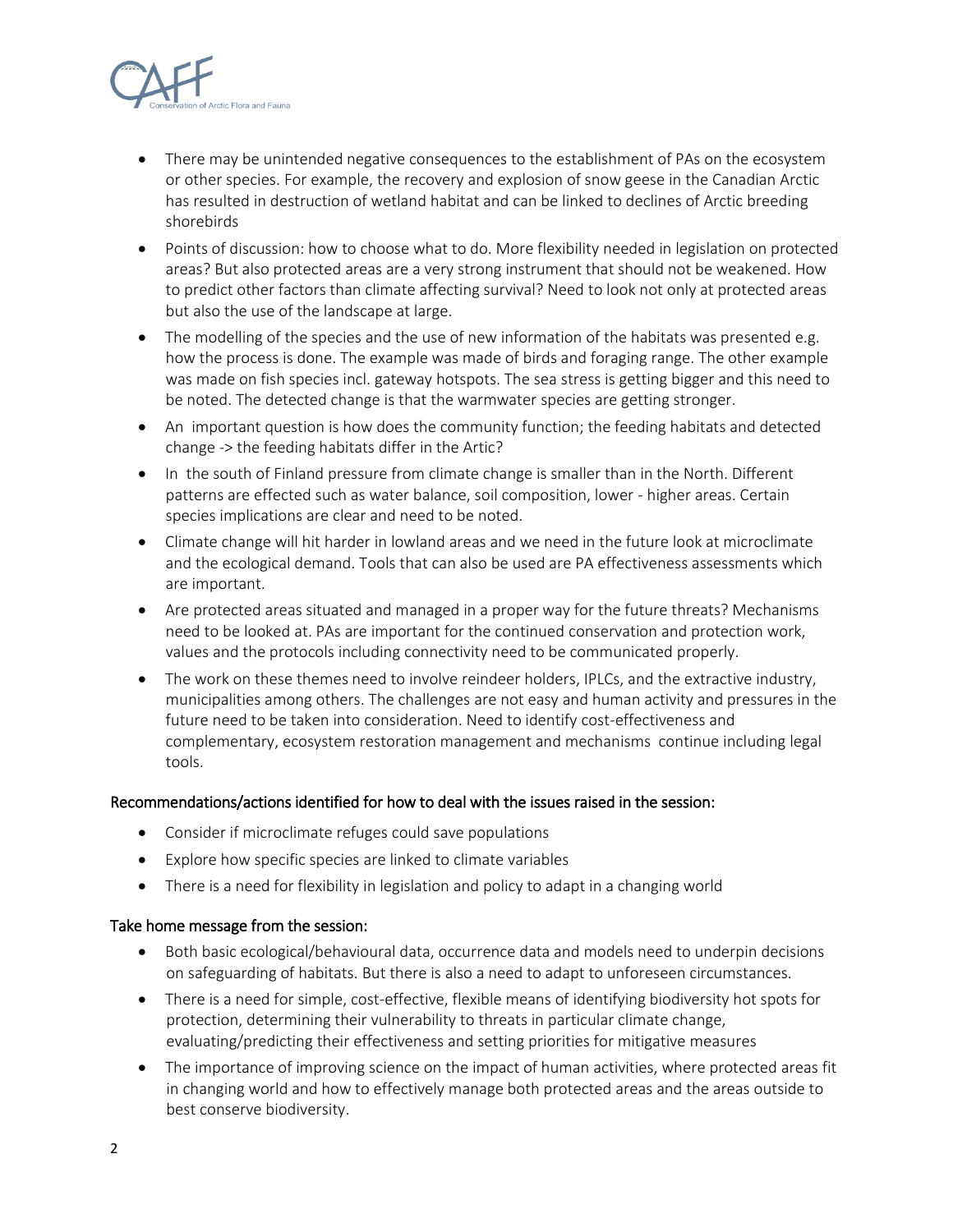- There may be unintended negative consequences to the establishment of PAs on the ecosystem or other species. For example, the recovery and explosion of snow geese in the Canadian Arctic has resulted in destruction of wetland habitat and can be linked to declines of Arctic breeding shorebirds
- Points of discussion: how to choose what to do. More flexibility needed in legislation on protected areas? But also protected areas are a very strong instrument that should not be weakened. How to predict other factors than climate affecting survival? Need to look not only at protected areas but also the use of the landscape at large.
- The modelling of the species and the use of new information of the habitats was presented e.g. how the process is done. The example was made of birds and foraging range. The other example was made on fish species incl. gateway hotspots. The sea stress is getting bigger and this need to be noted. The detected change is that the warmwater species are getting stronger.
- An important question is how does the community function; the feeding habitats and detected change -> the feeding habitats differ in the Artic?
- In the south of Finland pressure from climate change is smaller than in the North. Different patterns are effected such as water balance, soil composition, lower - higher areas. Certain species implications are clear and need to be noted.
- Climate change will hit harder in lowland areas and we need in the future look at microclimate and the ecological demand. Tools that can also be used are PA effectiveness assessments which are important.
- Are protected areas situated and managed in a proper way for the future threats? Mechanisms need to be looked at. PAs are important for the continued conservation and protection work, values and the protocols including connectivity need to be communicated properly.
- The work on these themes need to involve reindeer holders, IPLCs, and the extractive industry, municipalities among others. The challenges are not easy and human activity and pressures in the future need to be taken into consideration. Need to identify cost-effectiveness and complementary, ecosystem restoration management and mechanisms continue including legal tools.

### Recommendations/actions identified for how to deal with the issues raised in the session:

- Consider if microclimate refuges could save populations
- Explore how specific species are linked to climate variables
- There is a need for flexibility in legislation and policy to adapt in a changing world

### Take home message from the session:

- Both basic ecological/behavioural data, occurrence data and models need to underpin decisions on safeguarding of habitats. But there is also a need to adapt to unforeseen circumstances.
- There is a need for simple, cost-effective, flexible means of identifying biodiversity hot spots for protection, determining their vulnerability to threats in particular climate change, evaluating/predicting their effectiveness and setting priorities for mitigative measures
- The importance of improving science on the impact of human activities, where protected areas fit in changing world and how to effectively manage both protected areas and the areas outside to best conserve biodiversity.